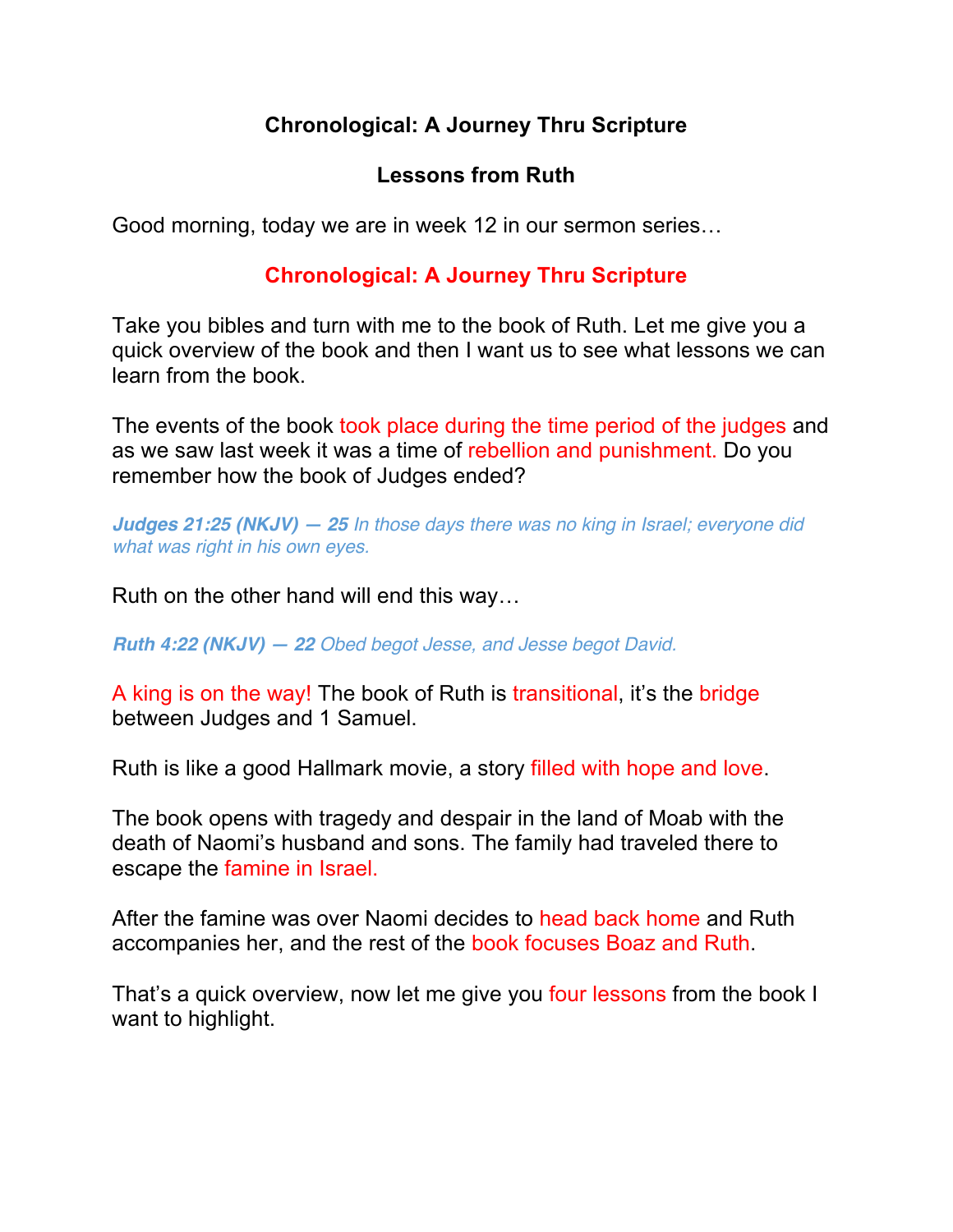# Chronological: A Journey Thru Scripture

## Lessons from Ruth

Good morning, today we are in week 12 in our sermon series…

**Chronological: A Journey Thru Scripture**

Take you bibles and turn with me to the book of Ruth. Let me give you a quick overview of the book and then I want us to see what lessons we can learn from the book.

The events of the book took place during the time period of the judges and as we saw last week it was a time of rebellion and punishment. Do you remember how the book of Judges ended?

***Judges 21:25 (NKJV) — 25*** *In those days there was no king in Israel; everyone did what was right in his own eyes.*

Ruth on the other hand will end this way…

***Ruth 4:22 (NKJV) — 22*** *Obed begot Jesse, and Jesse begot David.*

A king is on the way! The book of Ruth is transitional, it's the bridge between Judges and 1 Samuel.

Ruth is like a good Hallmark movie, a story filled with hope and love.

The book opens with tragedy and despair in the land of Moab with the death of Naomi's husband and sons. The family had traveled there to escape the famine in Israel.

After the famine was over Naomi decides to head back home and Ruth accompanies her, and the rest of the book focuses Boaz and Ruth.

That's a quick overview, now let me give you four lessons from the book I want to highlight.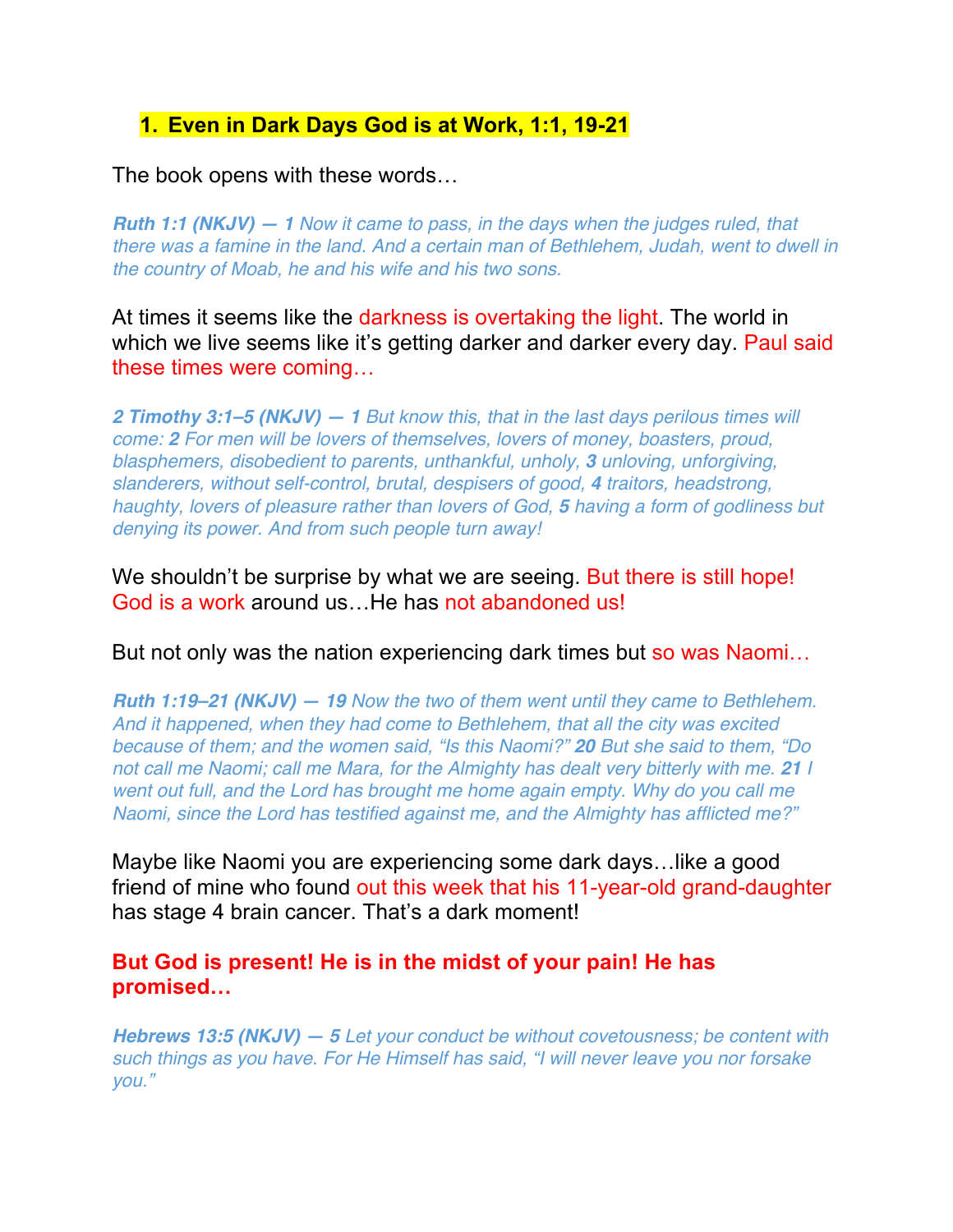### 1. Even in Dark Days God is at Work, 1:1, 19-21

The book opens with these words…

***Ruth 1:1 (NKJV) — 1*** *Now it came to pass, in the days when the judges ruled, that there was a famine in the land. And a certain man of Bethlehem, Judah, went to dwell in the country of Moab, he and his wife and his two sons.*

At times it seems like the darkness is overtaking the light. The world in which we live seems like it's getting darker and darker every day. Paul said these times were coming…

***2 Timothy 3:1–5 (NKJV) — 1*** *But know this, that in the last days perilous times will come:* ***2*** *For men will be lovers of themselves, lovers of money, boasters, proud, blasphemers, disobedient to parents, unthankful, unholy,* ***3*** *unloving, unforgiving, slanderers, without self-control, brutal, despisers of good,* ***4*** *traitors, headstrong, haughty, lovers of pleasure rather than lovers of God,* ***5*** *having a form of godliness but denying its power. And from such people turn away!*

We shouldn't be surprise by what we are seeing. But there is still hope! God is a work around us…He has not abandoned us!

But not only was the nation experiencing dark times but so was Naomi…

***Ruth 1:19–21 (NKJV) — 19*** *Now the two of them went until they came to Bethlehem. And it happened, when they had come to Bethlehem, that all the city was excited because of them; and the women said, "Is this Naomi?"* ***20*** *But she said to them, "Do not call me Naomi; call me Mara, for the Almighty has dealt very bitterly with me.* ***21*** *I went out full, and the Lord has brought me home again empty. Why do you call me Naomi, since the Lord has testified against me, and the Almighty has afflicted me?"*

Maybe like Naomi you are experiencing some dark days…like a good friend of mine who found out this week that his 11-year-old grand-daughter has stage 4 brain cancer. That's a dark moment!

**But God is present! He is in the midst of your pain! He has promised…**

***Hebrews 13:5 (NKJV) — 5*** *Let your conduct be without covetousness; be content with such things as you have. For He Himself has said, "I will never leave you nor forsake you."*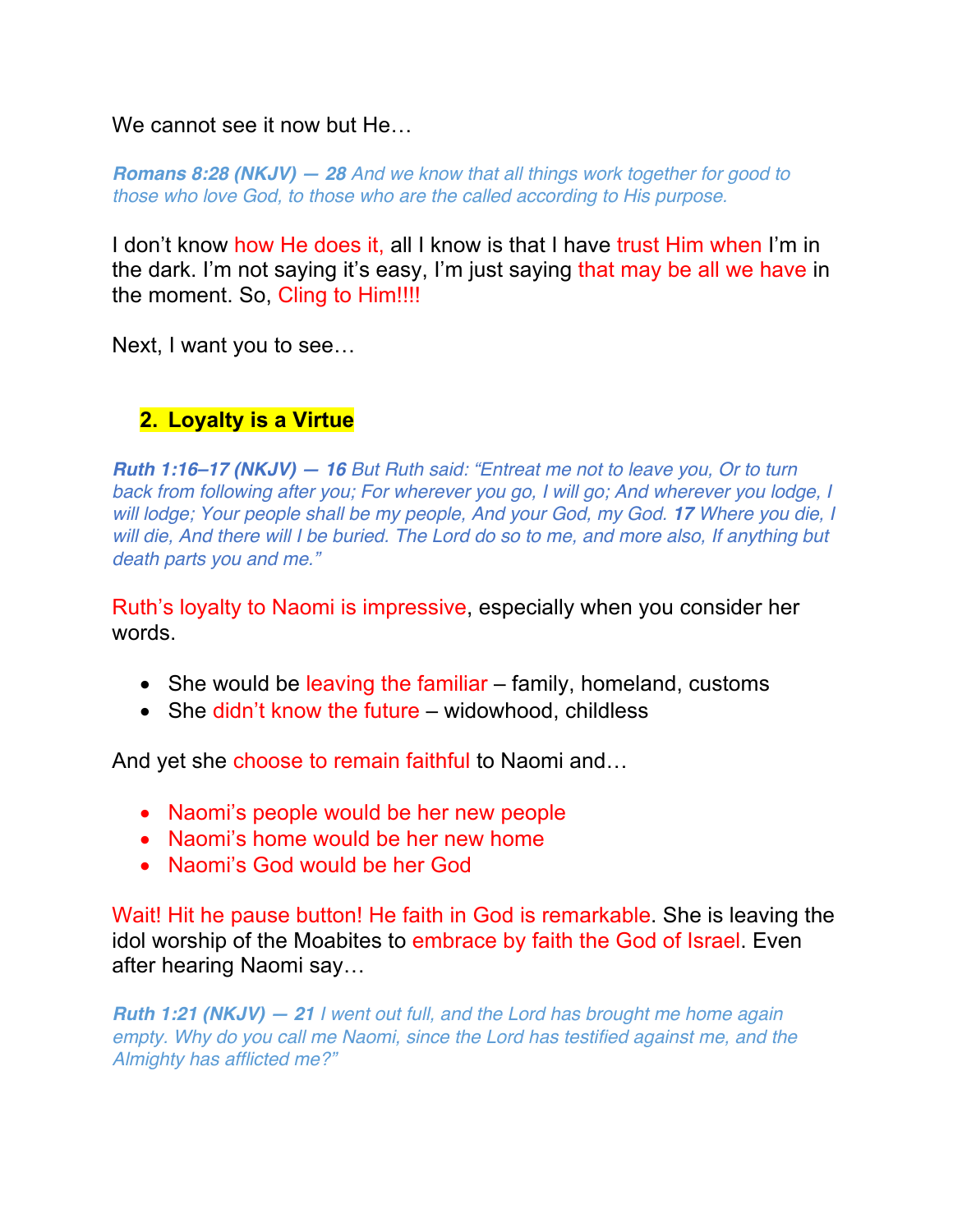We cannot see it now but He…

***Romans 8:28 (NKJV) — 28** And we know that all things work together for good to those who love God, to those who are the called according to His purpose.*

I don't know how He does it, all I know is that I have trust Him when I'm in the dark. I'm not saying it's easy, I'm just saying that may be all we have in the moment. So, Cling to Him!!!!

Next, I want you to see…

## 2. Loyalty is a Virtue

***Ruth 1:16–17 (NKJV) — 16** But Ruth said: "Entreat me not to leave you, Or to turn back from following after you; For wherever you go, I will go; And wherever you lodge, I will lodge; Your people shall be my people, And your God, my God. **17** Where you die, I will die, And there will I be buried. The Lord do so to me, and more also, If anything but death parts you and me."*

Ruth's loyalty to Naomi is impressive, especially when you consider her words.

- She would be leaving the familiar – family, homeland, customs
- She didn't know the future – widowhood, childless

And yet she choose to remain faithful to Naomi and…

- Naomi's people would be her new people
- Naomi's home would be her new home
- Naomi's God would be her God

Wait! Hit he pause button! He faith in God is remarkable. She is leaving the idol worship of the Moabites to embrace by faith the God of Israel. Even after hearing Naomi say…

***Ruth 1:21 (NKJV) — 21** I went out full, and the Lord has brought me home again empty. Why do you call me Naomi, since the Lord has testified against me, and the Almighty has afflicted me?"*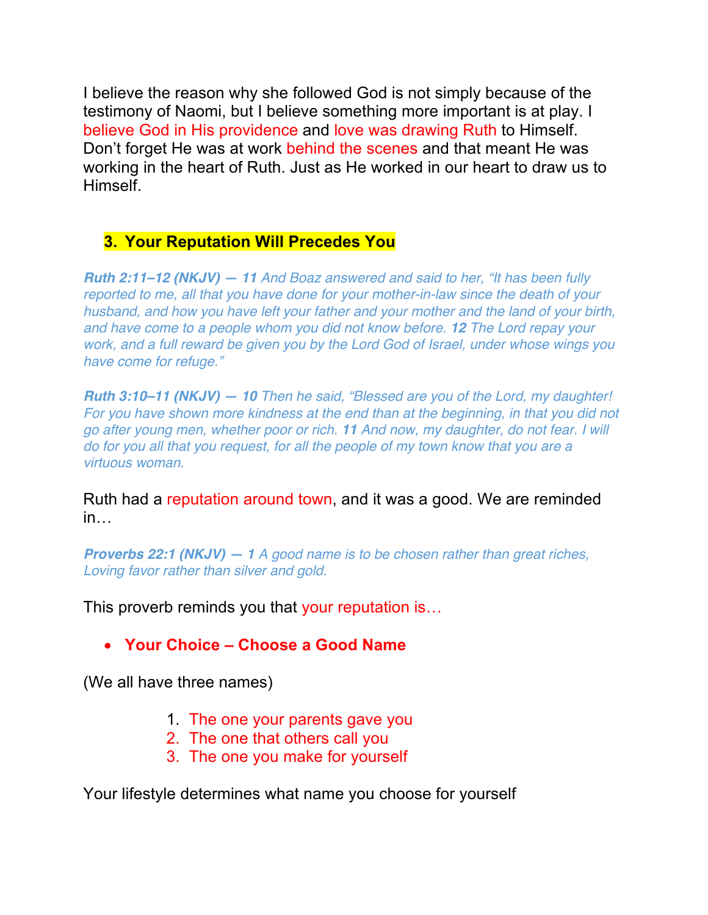I believe the reason why she followed God is not simply because of the testimony of Naomi, but I believe something more important is at play. I believe God in His providence and love was drawing Ruth to Himself. Don't forget He was at work behind the scenes and that meant He was working in the heart of Ruth. Just as He worked in our heart to draw us to Himself.

### 3. Your Reputation Will Precedes You

***Ruth 2:11–12 (NKJV) — 11*** *And Boaz answered and said to her, "It has been fully reported to me, all that you have done for your mother-in-law since the death of your husband, and how you have left your father and your mother and the land of your birth, and have come to a people whom you did not know before.* ***12*** *The Lord repay your work, and a full reward be given you by the Lord God of Israel, under whose wings you have come for refuge."*

***Ruth 3:10–11 (NKJV) — 10*** *Then he said, "Blessed are you of the Lord, my daughter! For you have shown more kindness at the end than at the beginning, in that you did not go after young men, whether poor or rich.* ***11*** *And now, my daughter, do not fear. I will do for you all that you request, for all the people of my town know that you are a virtuous woman.*

Ruth had a reputation around town, and it was a good. We are reminded in…

***Proverbs 22:1 (NKJV) — 1*** *A good name is to be chosen rather than great riches, Loving favor rather than silver and gold.*

This proverb reminds you that your reputation is…

- **Your Choice – Choose a Good Name**

(We all have three names)

1. The one your parents gave you
2. The one that others call you
3. The one you make for yourself

Your lifestyle determines what name you choose for yourself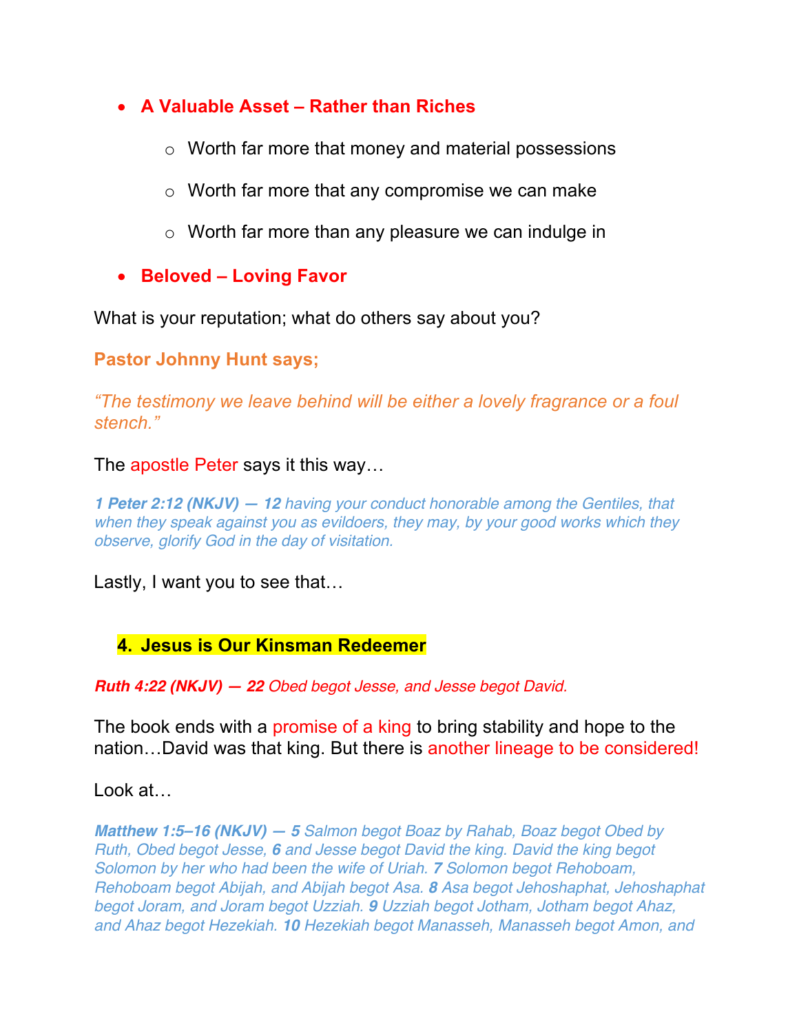- **A Valuable Asset – Rather than Riches**
  - Worth far more that money and material possessions
  - Worth far more that any compromise we can make
  - Worth far more than any pleasure we can indulge in
- **Beloved – Loving Favor**

What is your reputation; what do others say about you?

**Pastor Johnny Hunt says;**

*"The testimony we leave behind will be either a lovely fragrance or a foul stench."*

The apostle Peter says it this way…

***1 Peter 2:12 (NKJV) — 12*** *having your conduct honorable among the Gentiles, that when they speak against you as evildoers, they may, by your good works which they observe, glorify God in the day of visitation.*

Lastly, I want you to see that…

### 4. Jesus is Our Kinsman Redeemer

***Ruth 4:22 (NKJV) — 22*** *Obed begot Jesse, and Jesse begot David.*

The book ends with a promise of a king to bring stability and hope to the nation…David was that king. But there is another lineage to be considered!

Look at…

***Matthew 1:5–16 (NKJV) — 5*** *Salmon begot Boaz by Rahab, Boaz begot Obed by Ruth, Obed begot Jesse,* ***6*** *and Jesse begot David the king. David the king begot Solomon by her who had been the wife of Uriah.* ***7*** *Solomon begot Rehoboam, Rehoboam begot Abijah, and Abijah begot Asa.* ***8*** *Asa begot Jehoshaphat, Jehoshaphat begot Joram, and Joram begot Uzziah.* ***9*** *Uzziah begot Jotham, Jotham begot Ahaz, and Ahaz begot Hezekiah.* ***10*** *Hezekiah begot Manasseh, Manasseh begot Amon, and*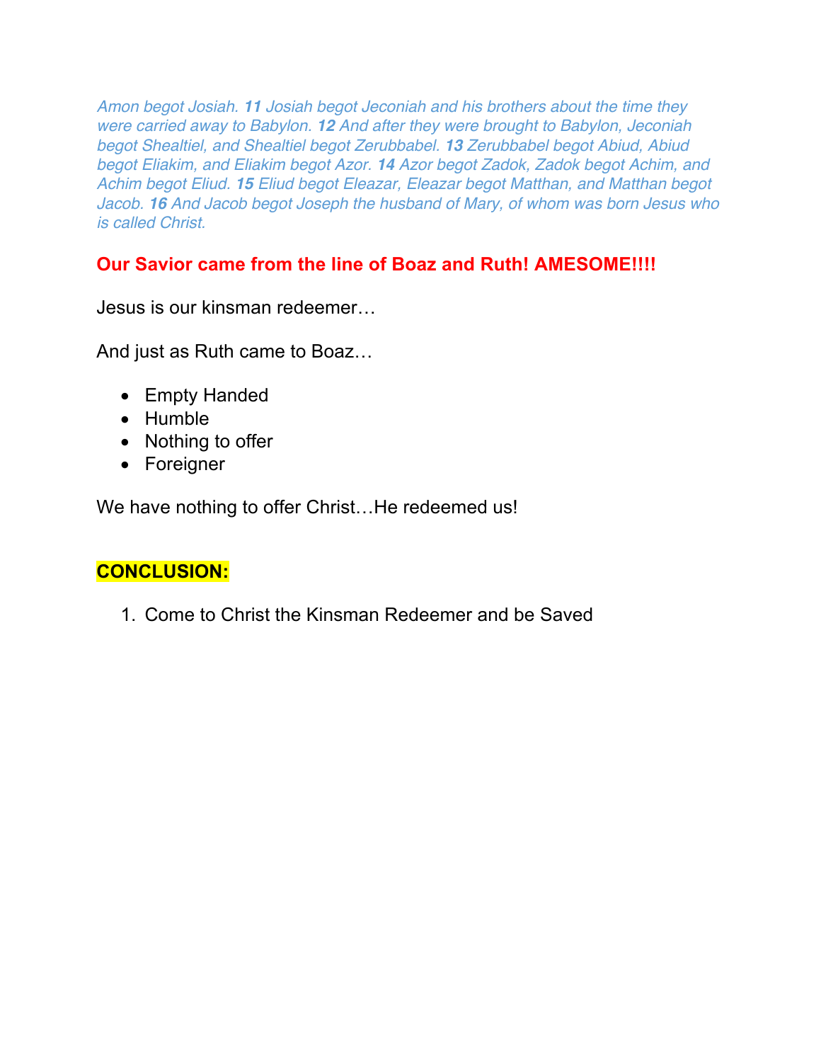*Amon begot Josiah. **11** Josiah begot Jeconiah and his brothers about the time they were carried away to Babylon. **12** And after they were brought to Babylon, Jeconiah begot Shealtiel, and Shealtiel begot Zerubbabel. **13** Zerubbabel begot Abiud, Abiud begot Eliakim, and Eliakim begot Azor. **14** Azor begot Zadok, Zadok begot Achim, and Achim begot Eliud. **15** Eliud begot Eleazar, Eleazar begot Matthan, and Matthan begot Jacob. **16** And Jacob begot Joseph the husband of Mary, of whom was born Jesus who is called Christ.*

**Our Savior came from the line of Boaz and Ruth! AMESOME!!!!**

Jesus is our kinsman redeemer…

And just as Ruth came to Boaz…

- Empty Handed
- Humble
- Nothing to offer
- Foreigner

We have nothing to offer Christ…He redeemed us!

**CONCLUSION:**

1. Come to Christ the Kinsman Redeemer and be Saved